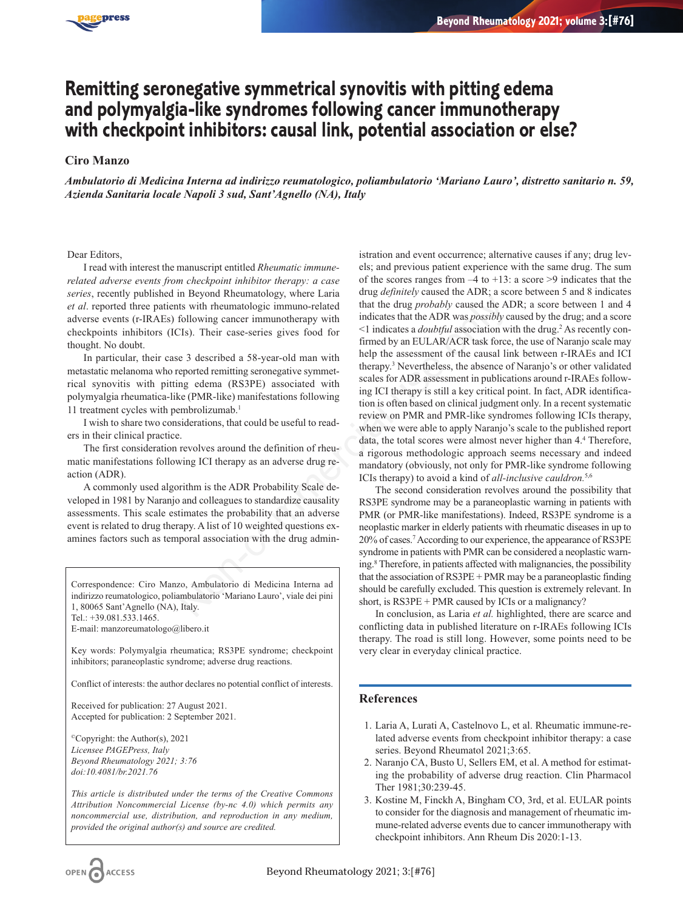# Remitting seronegative symmetrical synovitis with pitting edema and polymyalgia-like syndromes following cancer immunotherapy with checkpoint inhibitors: causal link, potential association or else?

**Ciro Manzo**

***Ambulatorio di Medicina Interna ad indirizzo reumatologico, poliambulatorio 'Mariano Lauro', distretto sanitario n. 59, Azienda Sanitaria locale Napoli 3 sud, Sant'Agnello (NA), Italy***

Dear Editors,

I read with interest the manuscript entitled *Rheumatic immune-related adverse events from checkpoint inhibitor therapy: a case series*, recently published in Beyond Rheumatology, where Laria *et al*. reported three patients with rheumatologic immuno-related adverse events (r-IRAEs) following cancer immunotherapy with checkpoints inhibitors (ICIs). Their case-series gives food for thought. No doubt.

In particular, their case 3 described a 58-year-old man with metastatic melanoma who reported remitting seronegative symmetrical synovitis with pitting edema (RS3PE) associated with polymyalgia rheumatica-like (PMR-like) manifestations following 11 treatment cycles with pembrolizumab.[1]

I wish to share two considerations, that could be useful to readers in their clinical practice.

The first consideration revolves around the definition of rheumatic manifestations following ICI therapy as an adverse drug reaction (ADR).

A commonly used algorithm is the ADR Probability Scale developed in 1981 by Naranjo and colleagues to standardize causality assessments. This scale estimates the probability that an adverse event is related to drug therapy. A list of 10 weighted questions examines factors such as temporal association with the drug administration and event occurrence; alternative causes if any; drug levels; and previous patient experience with the same drug. The sum of the scores ranges from –4 to +13: a score >9 indicates that the drug *definitely* caused the ADR; a score between 5 and 8 indicates that the drug *probably* caused the ADR; a score between 1 and 4 indicates that the ADR was *possibly* caused by the drug; and a score <1 indicates a *doubtful* association with the drug.[2] As recently confirmed by an EULAR/ACR task force, the use of Naranjo scale may help the assessment of the causal link between r-IRAEs and ICI therapy.[3] Nevertheless, the absence of Naranjo's or other validated scales for ADR assessment in publications around r-IRAEs following ICI therapy is still a key critical point. In fact, ADR identification is often based on clinical judgment only. In a recent systematic review on PMR and PMR-like syndromes following ICIs therapy, when we were able to apply Naranjo's scale to the published report data, the total scores were almost never higher than 4.[4] Therefore, a rigorous methodologic approach seems necessary and indeed mandatory (obviously, not only for PMR-like syndrome following ICIs therapy) to avoid a kind of *all-inclusive cauldron*.[5,6]

The second consideration revolves around the possibility that RS3PE syndrome may be a paraneoplastic warning in patients with PMR (or PMR-like manifestations). Indeed, RS3PE syndrome is a neoplastic marker in elderly patients with rheumatic diseases in up to 20% of cases.[7] According to our experience, the appearance of RS3PE syndrome in patients with PMR can be considered a neoplastic warning.[8] Therefore, in patients affected with malignancies, the possibility that the association of RS3PE + PMR may be a paraneoplastic finding should be carefully excluded. This question is extremely relevant. In short, is RS3PE + PMR caused by ICIs or a malignancy?

In conclusion, as Laria *et al.* highlighted, there are scarce and conflicting data in published literature on r-IRAEs following ICIs therapy. The road is still long. However, some points need to be very clear in everyday clinical practice.

Correspondence: Ciro Manzo, Ambulatorio di Medicina Interna ad indirizzo reumatologico, poliambulatorio 'Mariano Lauro', viale dei pini 1, 80065 Sant'Agnello (NA), Italy.
Tel.: +39.081.533.1465.
E-mail: manzoreumatologo@libero.it

Key words: Polymyalgia rheumatica; RS3PE syndrome; checkpoint inhibitors; paraneoplastic syndrome; adverse drug reactions.

Conflict of interests: the author declares no potential conflict of interests.

Received for publication: 27 August 2021.
Accepted for publication: 2 September 2021.

©Copyright: the Author(s), 2021
*Licensee PAGEPress, Italy*
*Beyond Rheumatology 2021; 3:76*
*doi:10.4081/br.2021.76*

*This article is distributed under the terms of the Creative Commons Attribution Noncommercial License (by-nc 4.0) which permits any noncommercial use, distribution, and reproduction in any medium, provided the original author(s) and source are credited.*

## References

1. Laria A, Lurati A, Castelnovo L, et al. Rheumatic immune-related adverse events from checkpoint inhibitor therapy: a case series. Beyond Rheumatol 2021;3:65.
2. Naranjo CA, Busto U, Sellers EM, et al. A method for estimating the probability of adverse drug reaction. Clin Pharmacol Ther 1981;30:239-45.
3. Kostine M, Finckh A, Bingham CO, 3rd, et al. EULAR points to consider for the diagnosis and management of rheumatic immune-related adverse events due to cancer immunotherapy with checkpoint inhibitors. Ann Rheum Dis 2020:1-13.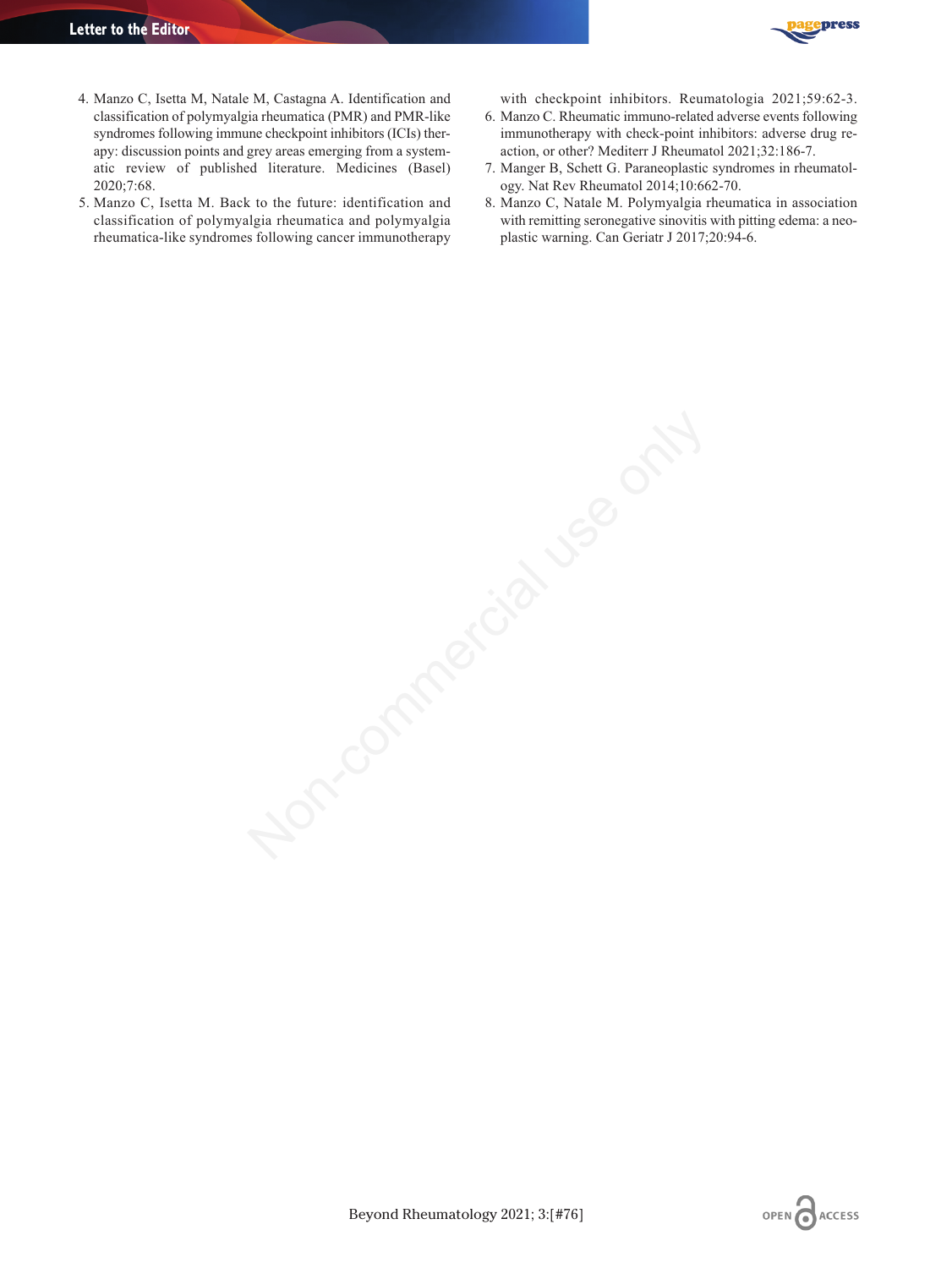4. Manzo C, Isetta M, Natale M, Castagna A. Identification and classification of polymyalgia rheumatica (PMR) and PMR-like syndromes following immune checkpoint inhibitors (ICIs) therapy: discussion points and grey areas emerging from a systematic review of published literature. Medicines (Basel) 2020;7:68.
5. Manzo C, Isetta M. Back to the future: identification and classification of polymyalgia rheumatica and polymyalgia rheumatica-like syndromes following cancer immunotherapy with checkpoint inhibitors. Reumatologia 2021;59:62-3.
6. Manzo C. Rheumatic immuno-related adverse events following immunotherapy with check-point inhibitors: adverse drug reaction, or other? Mediterr J Rheumatol 2021;32:186-7.
7. Manger B, Schett G. Paraneoplastic syndromes in rheumatology. Nat Rev Rheumatol 2014;10:662-70.
8. Manzo C, Natale M. Polymyalgia rheumatica in association with remitting seronegative sinovitis with pitting edema: a neoplastic warning. Can Geriatr J 2017;20:94-6.